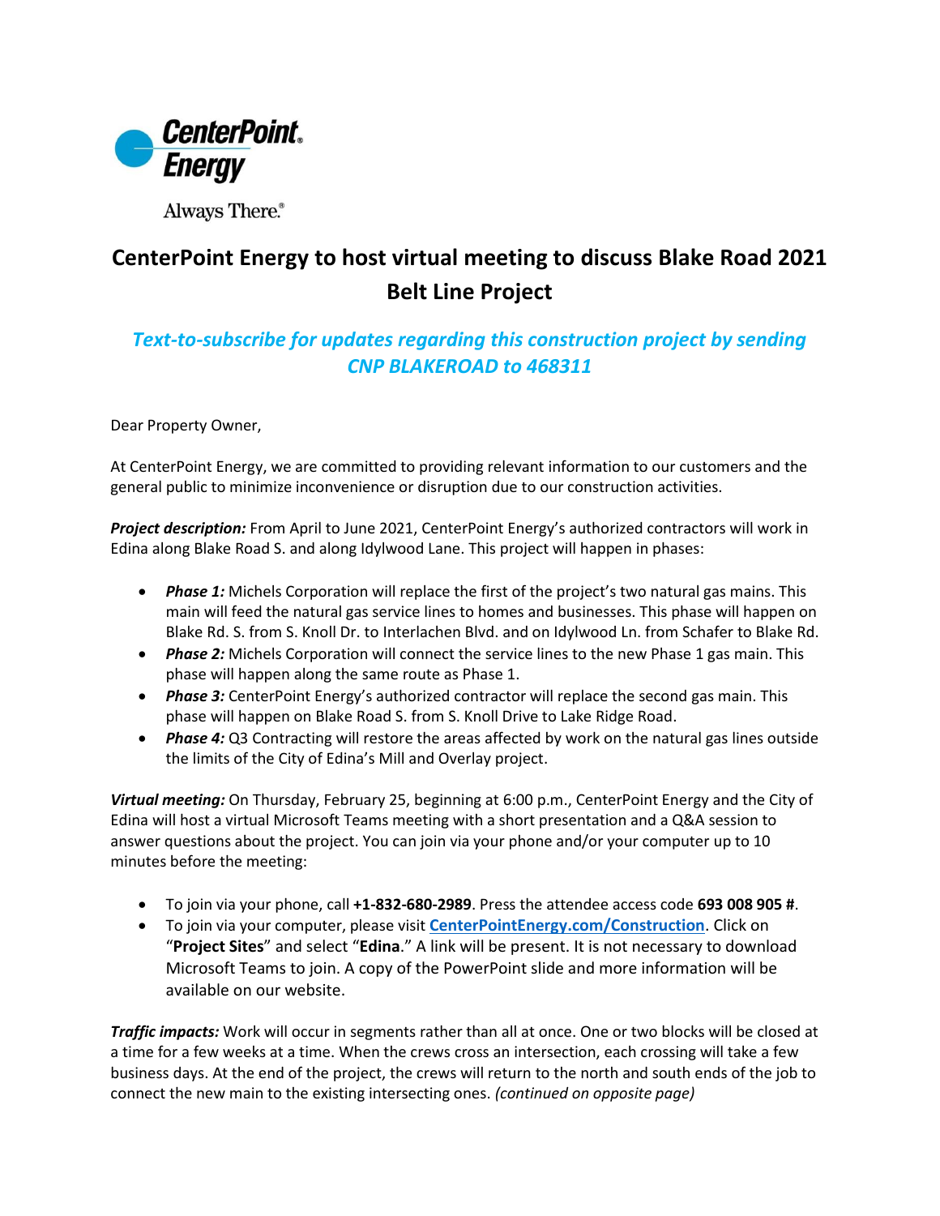CenterPoint Energy

Always There.®

# CenterPoint Energy to host virtual meeting to discuss Blake Road 2021 Belt Line Project

***Text-to-subscribe for updates regarding this construction project by sending CNP BLAKEROAD to 468311***

Dear Property Owner,

At CenterPoint Energy, we are committed to providing relevant information to our customers and the general public to minimize inconvenience or disruption due to our construction activities.

***Project description:*** From April to June 2021, CenterPoint Energy's authorized contractors will work in Edina along Blake Road S. and along Idylwood Lane. This project will happen in phases:

- ***Phase 1:*** Michels Corporation will replace the first of the project's two natural gas mains. This main will feed the natural gas service lines to homes and businesses. This phase will happen on Blake Rd. S. from S. Knoll Dr. to Interlachen Blvd. and on Idylwood Ln. from Schafer to Blake Rd.
- ***Phase 2:*** Michels Corporation will connect the service lines to the new Phase 1 gas main. This phase will happen along the same route as Phase 1.
- ***Phase 3:*** CenterPoint Energy's authorized contractor will replace the second gas main. This phase will happen on Blake Road S. from S. Knoll Drive to Lake Ridge Road.
- ***Phase 4:*** Q3 Contracting will restore the areas affected by work on the natural gas lines outside the limits of the City of Edina's Mill and Overlay project.

***Virtual meeting:*** On Thursday, February 25, beginning at 6:00 p.m., CenterPoint Energy and the City of Edina will host a virtual Microsoft Teams meeting with a short presentation and a Q&A session to answer questions about the project. You can join via your phone and/or your computer up to 10 minutes before the meeting:

- To join via your phone, call **+1-832-680-2989**. Press the attendee access code **693 008 905 #**.
- To join via your computer, please visit **CenterPointEnergy.com/Construction**. Click on "**Project Sites**" and select "**Edina**." A link will be present. It is not necessary to download Microsoft Teams to join. A copy of the PowerPoint slide and more information will be available on our website.

***Traffic impacts:*** Work will occur in segments rather than all at once. One or two blocks will be closed at a time for a few weeks at a time. When the crews cross an intersection, each crossing will take a few business days. At the end of the project, the crews will return to the north and south ends of the job to connect the new main to the existing intersecting ones. *(continued on opposite page)*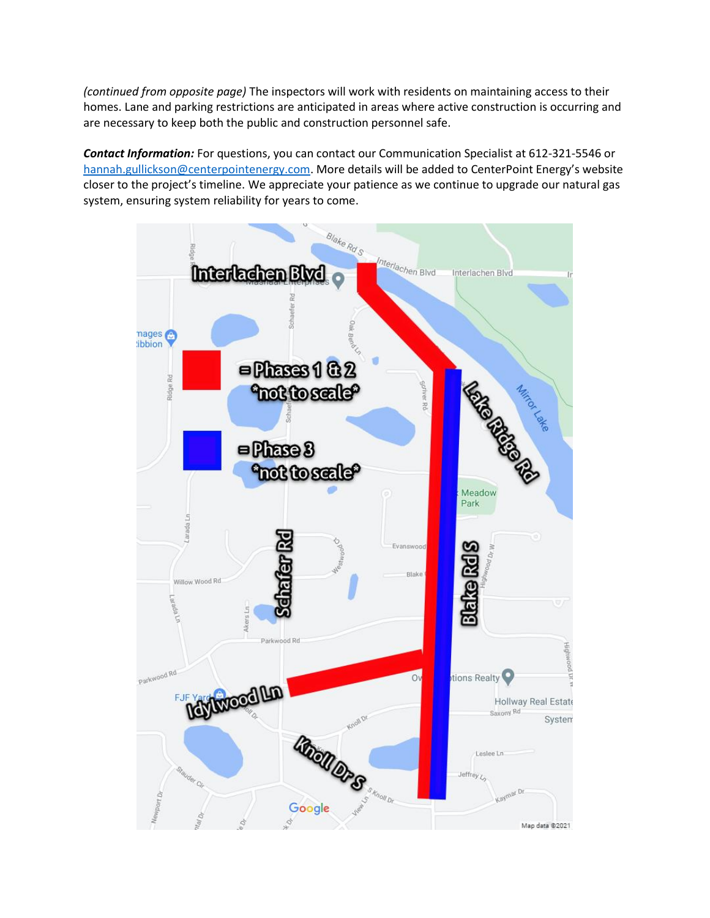*(continued from opposite page)* The inspectors will work with residents on maintaining access to their homes. Lane and parking restrictions are anticipated in areas where active construction is occurring and are necessary to keep both the public and construction personnel safe.

***Contact Information:*** For questions, you can contact our Communication Specialist at 612-321-5546 or hannah.gullickson@centerpointenergy.com. More details will be added to CenterPoint Energy's website closer to the project's timeline. We appreciate your patience as we continue to upgrade our natural gas system, ensuring system reliability for years to come.

Interlachen Blvd

= Phases 1 & 2 *not to scale*

= Phase 3 *not to scale*

Lake Ridge Rd

Mirror Lake

Schafer Rd

Blake Rd S

Idylwood Ln

Knoll Dr S

Map data ©2021